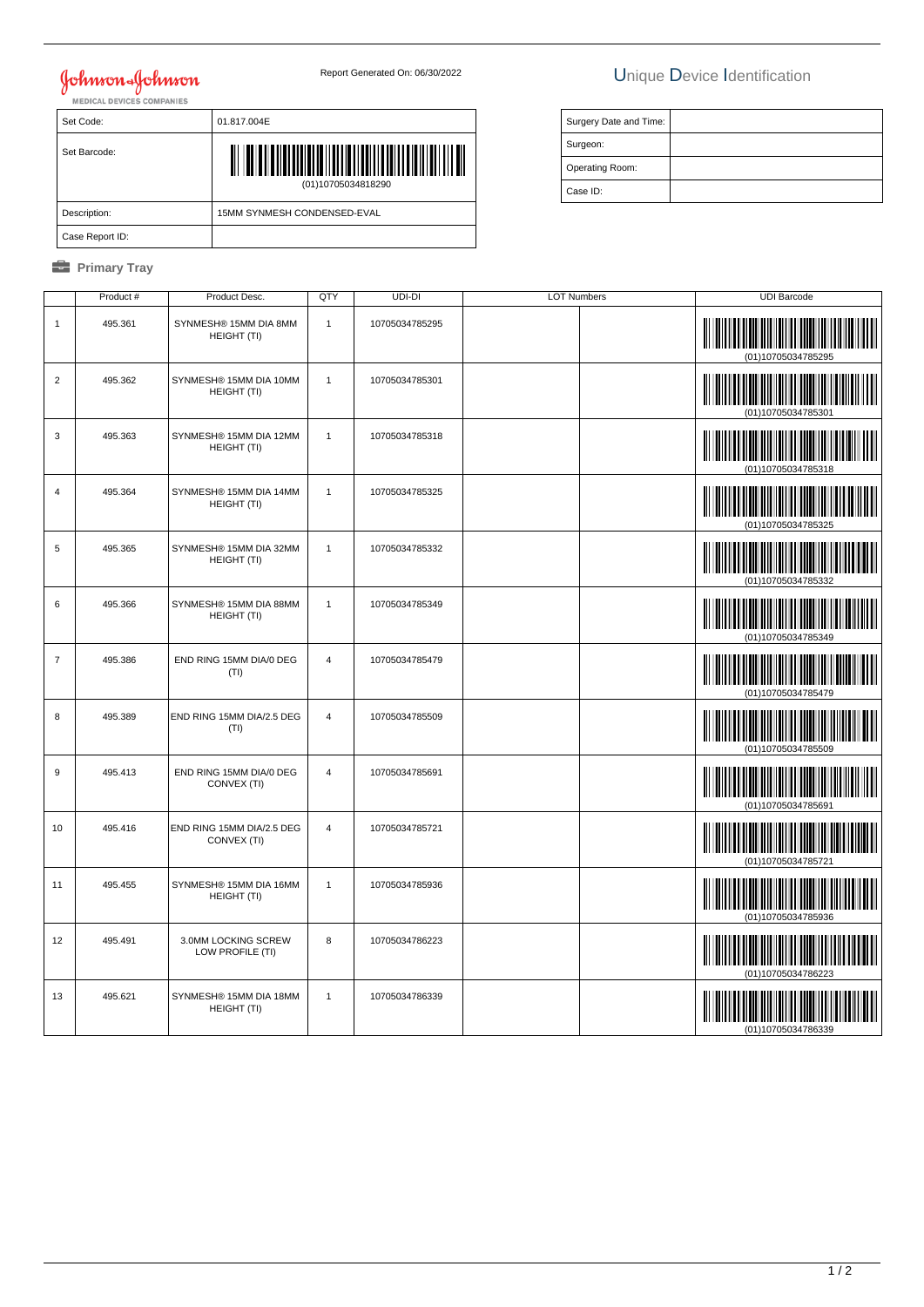Johnson & Johnson
MEDICAL DEVICES COMPANIES

Report Generated On: 06/30/2022

# Unique Device Identification

| Set Code: | 01.817.004E |
| --- | --- |
| Set Barcode: | (01)10705034818290 |
| Description: | 15MM SYNMESH CONDENSED-EVAL |
| Case Report ID: | |

| Surgery Date and Time: | |
| --- | --- |
| Surgeon: | |
| Operating Room: | |
| Case ID: | |

## Primary Tray

| | Product # | Product Desc. | QTY | UDI-DI | LOT Numbers | | UDI Barcode |
| --- | --- | --- | --- | --- | --- | --- | --- |
| 1 | 495.361 | SYNMESH® 15MM DIA 8MM HEIGHT (TI) | 1 | 10705034785295 | | | (01)10705034785295 |
| 2 | 495.362 | SYNMESH® 15MM DIA 10MM HEIGHT (TI) | 1 | 10705034785301 | | | (01)10705034785301 |
| 3 | 495.363 | SYNMESH® 15MM DIA 12MM HEIGHT (TI) | 1 | 10705034785318 | | | (01)10705034785318 |
| 4 | 495.364 | SYNMESH® 15MM DIA 14MM HEIGHT (TI) | 1 | 10705034785325 | | | (01)10705034785325 |
| 5 | 495.365 | SYNMESH® 15MM DIA 32MM HEIGHT (TI) | 1 | 10705034785332 | | | (01)10705034785332 |
| 6 | 495.366 | SYNMESH® 15MM DIA 88MM HEIGHT (TI) | 1 | 10705034785349 | | | (01)10705034785349 |
| 7 | 495.386 | END RING 15MM DIA/0 DEG (TI) | 4 | 10705034785479 | | | (01)10705034785479 |
| 8 | 495.389 | END RING 15MM DIA/2.5 DEG (TI) | 4 | 10705034785509 | | | (01)10705034785509 |
| 9 | 495.413 | END RING 15MM DIA/0 DEG CONVEX (TI) | 4 | 10705034785691 | | | (01)10705034785691 |
| 10 | 495.416 | END RING 15MM DIA/2.5 DEG CONVEX (TI) | 4 | 10705034785721 | | | (01)10705034785721 |
| 11 | 495.455 | SYNMESH® 15MM DIA 16MM HEIGHT (TI) | 1 | 10705034785936 | | | (01)10705034785936 |
| 12 | 495.491 | 3.0MM LOCKING SCREW LOW PROFILE (TI) | 8 | 10705034786223 | | | (01)10705034786223 |
| 13 | 495.621 | SYNMESH® 15MM DIA 18MM HEIGHT (TI) | 1 | 10705034786339 | | | (01)10705034786339 |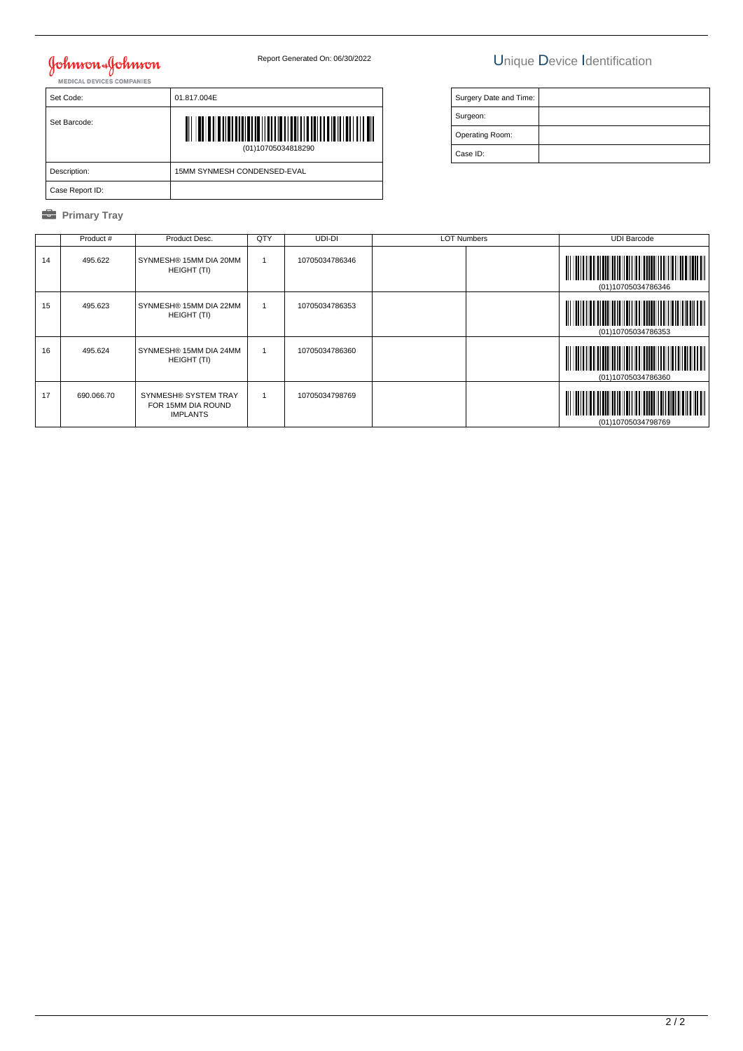Johnson & Johnson
MEDICAL DEVICES COMPANIES

Report Generated On: 06/30/2022

# Unique Device Identification

| | |
|---|---|
| Set Code: | 01.817.004E |
| Set Barcode: | (01)10705034818290 |
| Description: | 15MM SYNMESH CONDENSED-EVAL |
| Case Report ID: | |

| | |
|---|---|
| Surgery Date and Time: | |
| Surgeon: | |
| Operating Room: | |
| Case ID: | |

**Primary Tray**

| | Product # | Product Desc. | QTY | UDI-DI | LOT Numbers | | UDI Barcode |
|---|---|---|---|---|---|---|---|
| 14 | 495.622 | SYNMESH® 15MM DIA 20MM HEIGHT (TI) | 1 | 10705034786346 | | | (01)10705034786346 |
| 15 | 495.623 | SYNMESH® 15MM DIA 22MM HEIGHT (TI) | 1 | 10705034786353 | | | (01)10705034786353 |
| 16 | 495.624 | SYNMESH® 15MM DIA 24MM HEIGHT (TI) | 1 | 10705034786360 | | | (01)10705034786360 |
| 17 | 690.066.70 | SYNMESH® SYSTEM TRAY FOR 15MM DIA ROUND IMPLANTS | 1 | 10705034798769 | | | (01)10705034798769 |